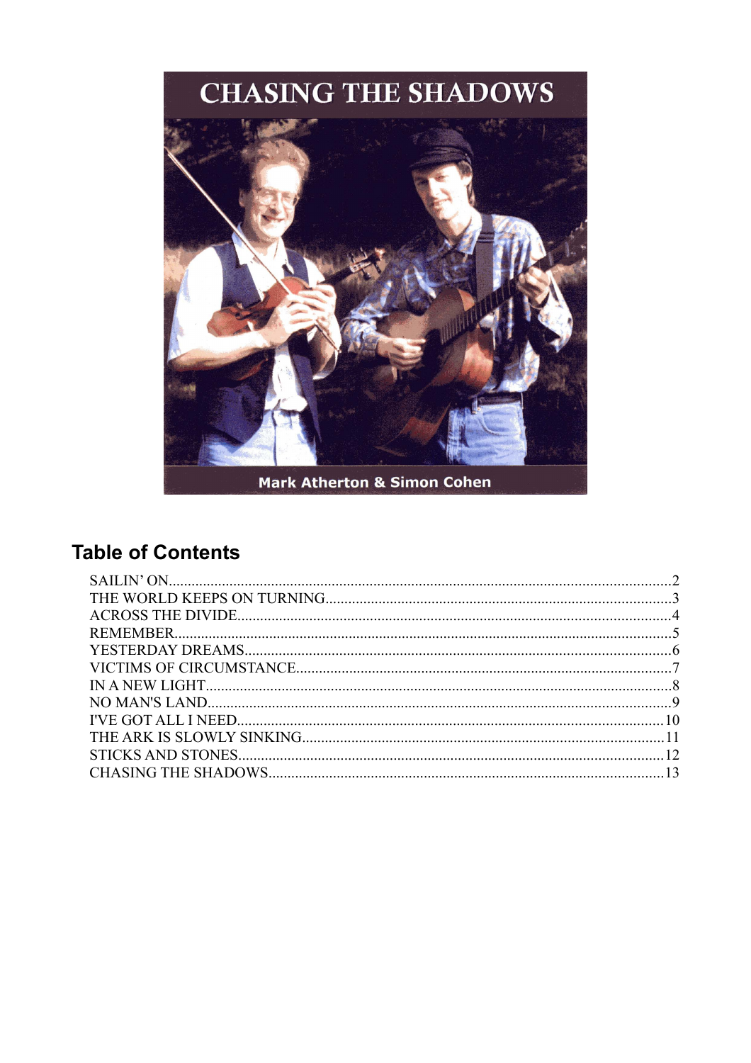# CHASING THE SHADOWS

Mark Atherton & Simon Cohen

## Table of Contents

SAILIN' ON....2
THE WORLD KEEPS ON TURNING....3
ACROSS THE DIVIDE....4
REMEMBER....5
YESTERDAY DREAMS....6
VICTIMS OF CIRCUMSTANCE....7
IN A NEW LIGHT....8
NO MAN'S LAND....9
I'VE GOT ALL I NEED....10
THE ARK IS SLOWLY SINKING....11
STICKS AND STONES....12
CHASING THE SHADOWS....13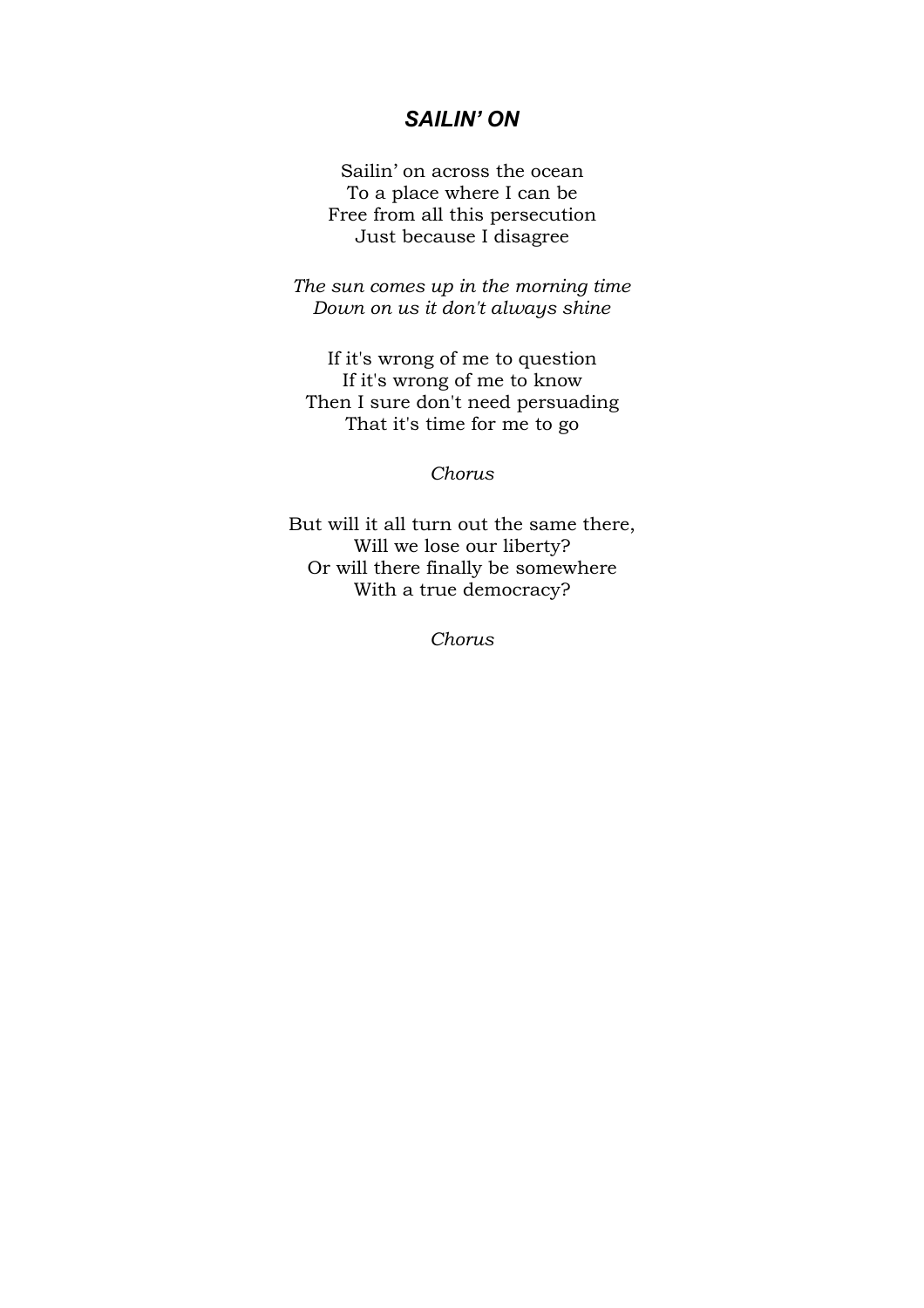# *SAILIN' ON*

Sailin' on across the ocean
To a place where I can be
Free from all this persecution
Just because I disagree

*The sun comes up in the morning time*
*Down on us it don't always shine*

If it's wrong of me to question
If it's wrong of me to know
Then I sure don't need persuading
That it's time for me to go

*Chorus*

But will it all turn out the same there,
Will we lose our liberty?
Or will there finally be somewhere
With a true democracy?

*Chorus*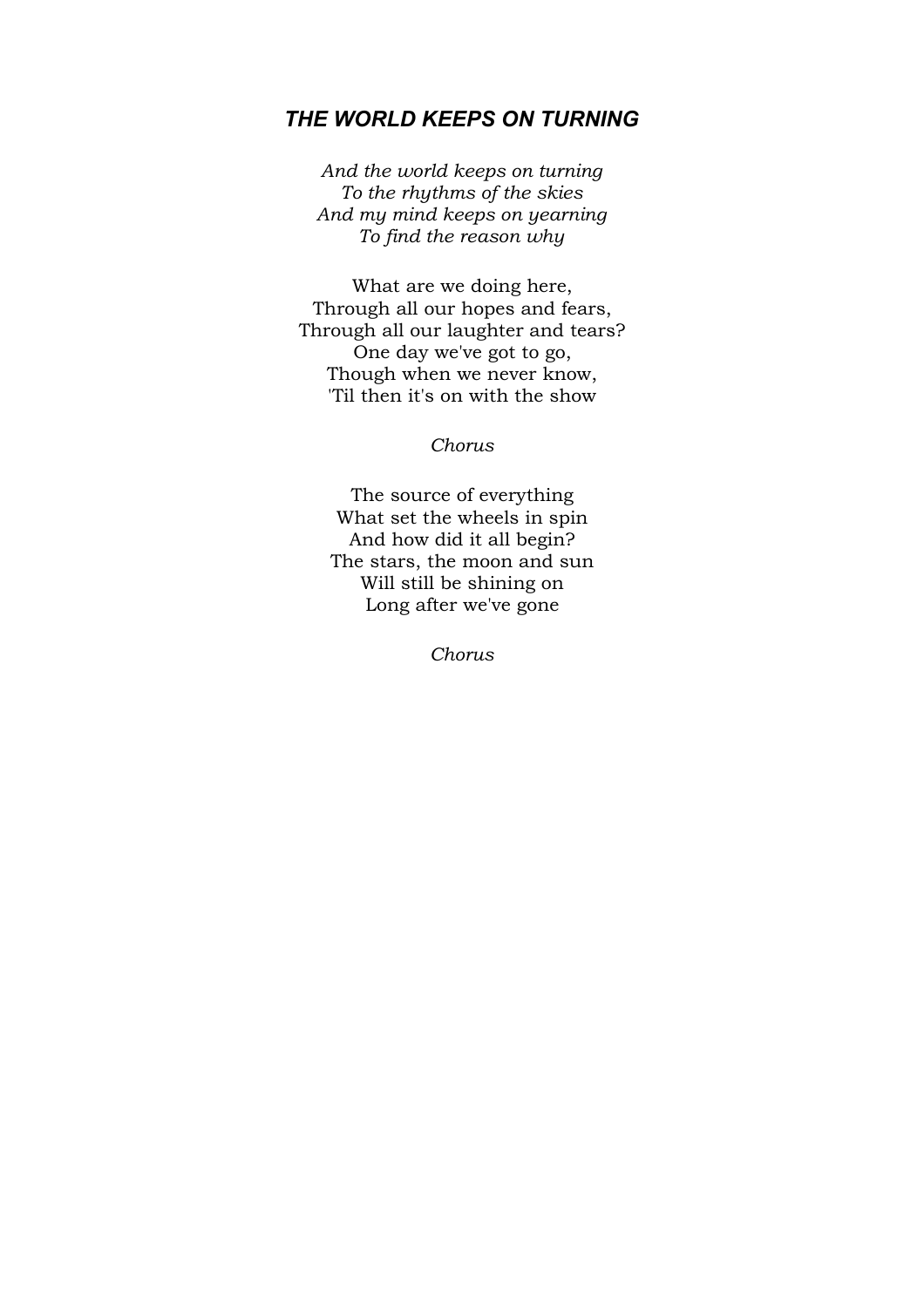## *THE WORLD KEEPS ON TURNING*

*And the world keeps on turning*
*To the rhythms of the skies*
*And my mind keeps on yearning*
*To find the reason why*

What are we doing here,
Through all our hopes and fears,
Through all our laughter and tears?
One day we've got to go,
Though when we never know,
'Til then it's on with the show

*Chorus*

The source of everything
What set the wheels in spin
And how did it all begin?
The stars, the moon and sun
Will still be shining on
Long after we've gone

*Chorus*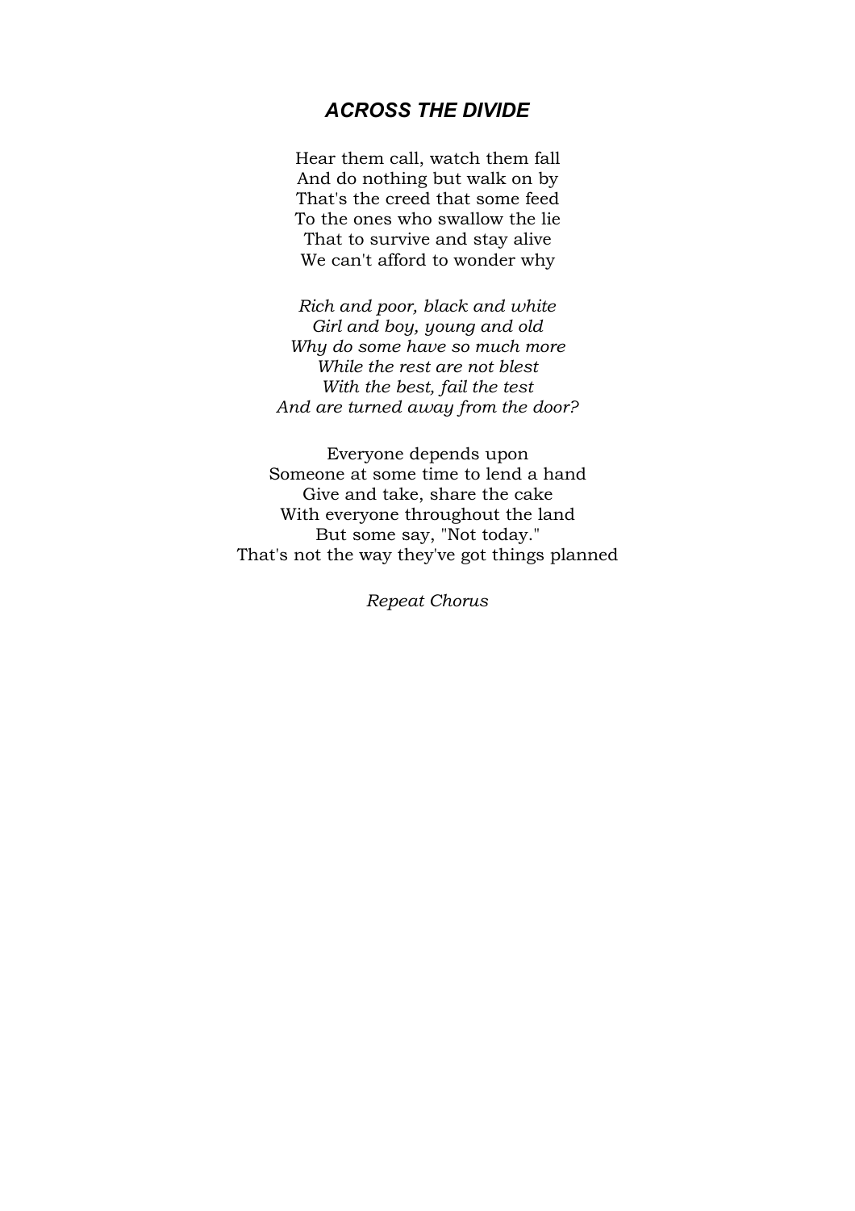## *ACROSS THE DIVIDE*

Hear them call, watch them fall
And do nothing but walk on by
That's the creed that some feed
To the ones who swallow the lie
That to survive and stay alive
We can't afford to wonder why

*Rich and poor, black and white*
*Girl and boy, young and old*
*Why do some have so much more*
*While the rest are not blest*
*With the best, fail the test*
*And are turned away from the door?*

Everyone depends upon
Someone at some time to lend a hand
Give and take, share the cake
With everyone throughout the land
But some say, "Not today."
That's not the way they've got things planned

*Repeat Chorus*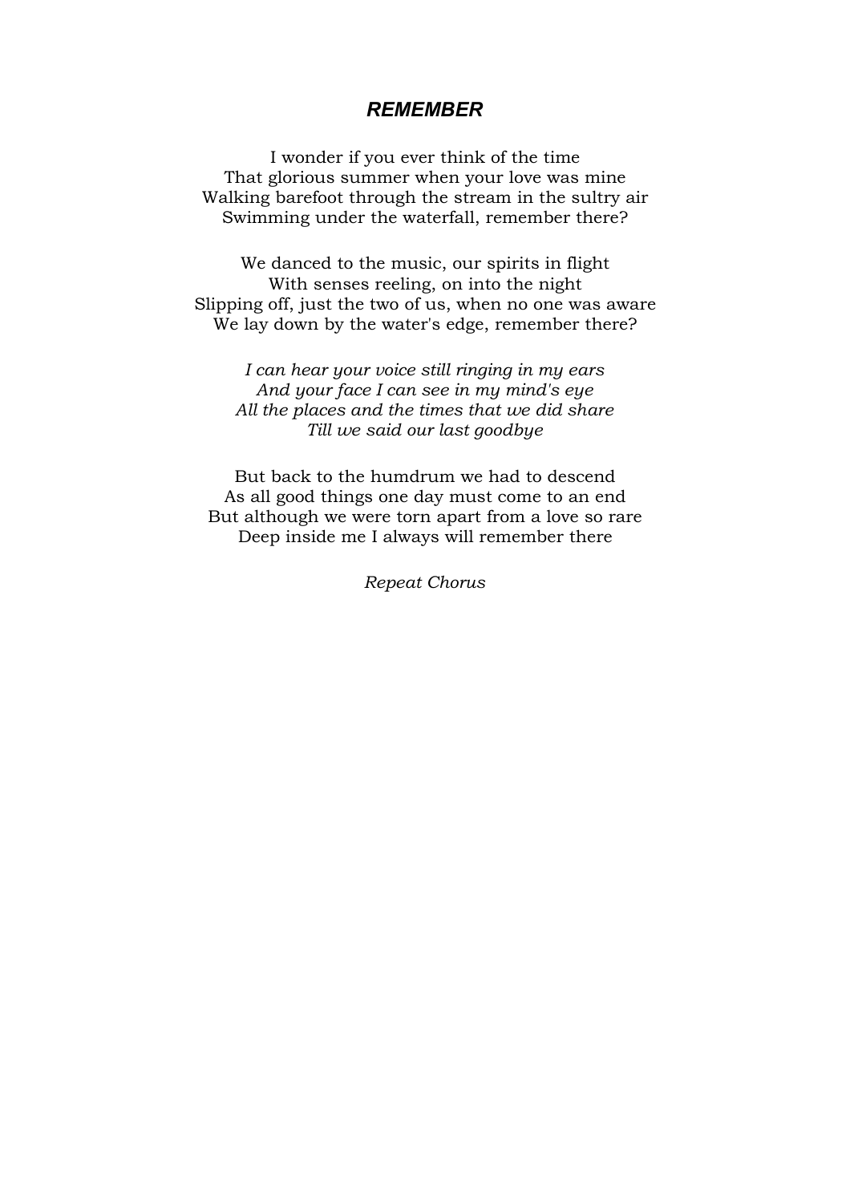## *REMEMBER*

I wonder if you ever think of the time
That glorious summer when your love was mine
Walking barefoot through the stream in the sultry air
Swimming under the waterfall, remember there?

We danced to the music, our spirits in flight
With senses reeling, on into the night
Slipping off, just the two of us, when no one was aware
We lay down by the water's edge, remember there?

*I can hear your voice still ringing in my ears*
*And your face I can see in my mind's eye*
*All the places and the times that we did share*
*Till we said our last goodbye*

But back to the humdrum we had to descend
As all good things one day must come to an end
But although we were torn apart from a love so rare
Deep inside me I always will remember there

*Repeat Chorus*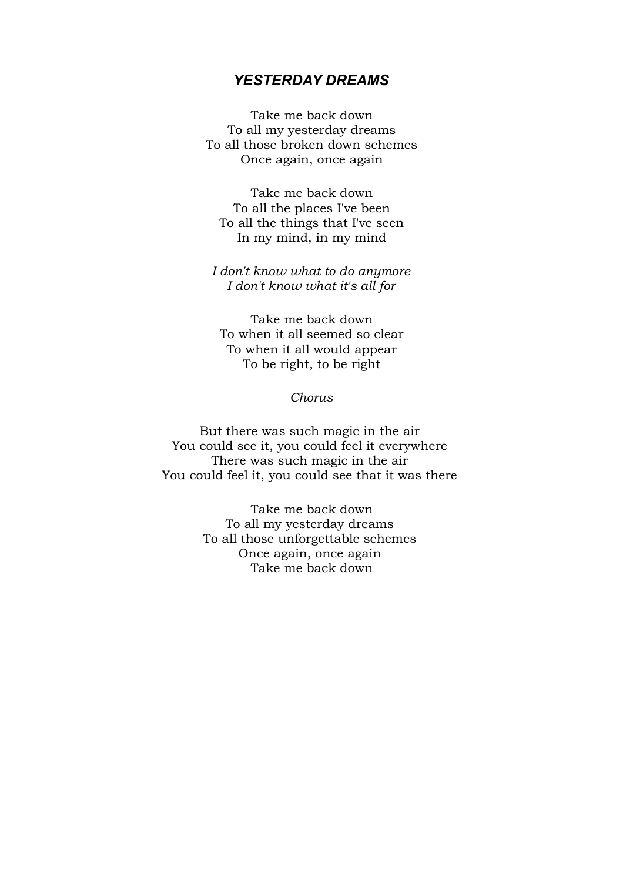## *YESTERDAY DREAMS*

Take me back down
To all my yesterday dreams
To all those broken down schemes
Once again, once again

Take me back down
To all the places I've been
To all the things that I've seen
In my mind, in my mind

*I don't know what to do anymore*
*I don't know what it's all for*

Take me back down
To when it all seemed so clear
To when it all would appear
To be right, to be right

*Chorus*

But there was such magic in the air
You could see it, you could feel it everywhere
There was such magic in the air
You could feel it, you could see that it was there

Take me back down
To all my yesterday dreams
To all those unforgettable schemes
Once again, once again
Take me back down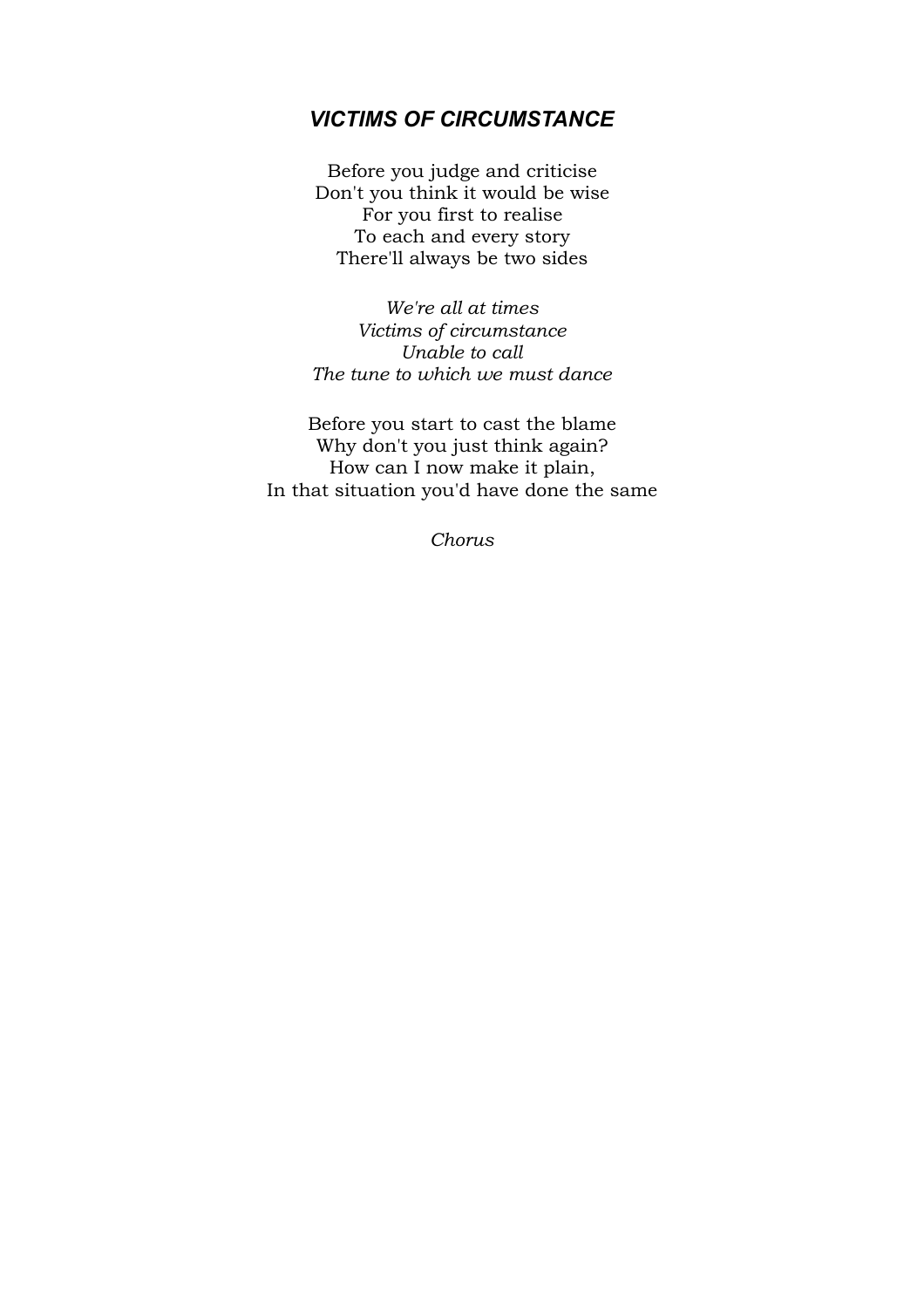# ***VICTIMS OF CIRCUMSTANCE***

Before you judge and criticise
Don't you think it would be wise
For you first to realise
To each and every story
There'll always be two sides

*We're all at times*
*Victims of circumstance*
*Unable to call*
*The tune to which we must dance*

Before you start to cast the blame
Why don't you just think again?
How can I now make it plain,
In that situation you'd have done the same

*Chorus*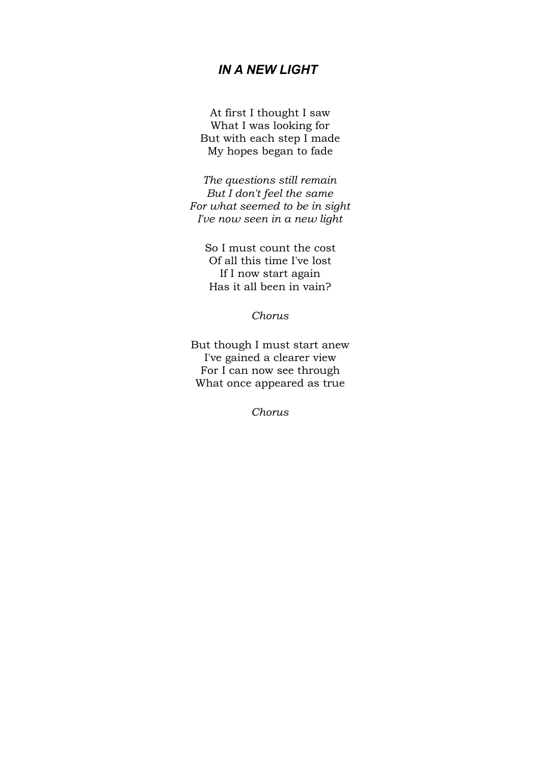## *IN A NEW LIGHT*

At first I thought I saw
What I was looking for
But with each step I made
My hopes began to fade

*The questions still remain*
*But I don't feel the same*
*For what seemed to be in sight*
*I've now seen in a new light*

So I must count the cost
Of all this time I've lost
If I now start again
Has it all been in vain?

*Chorus*

But though I must start anew
I've gained a clearer view
For I can now see through
What once appeared as true

*Chorus*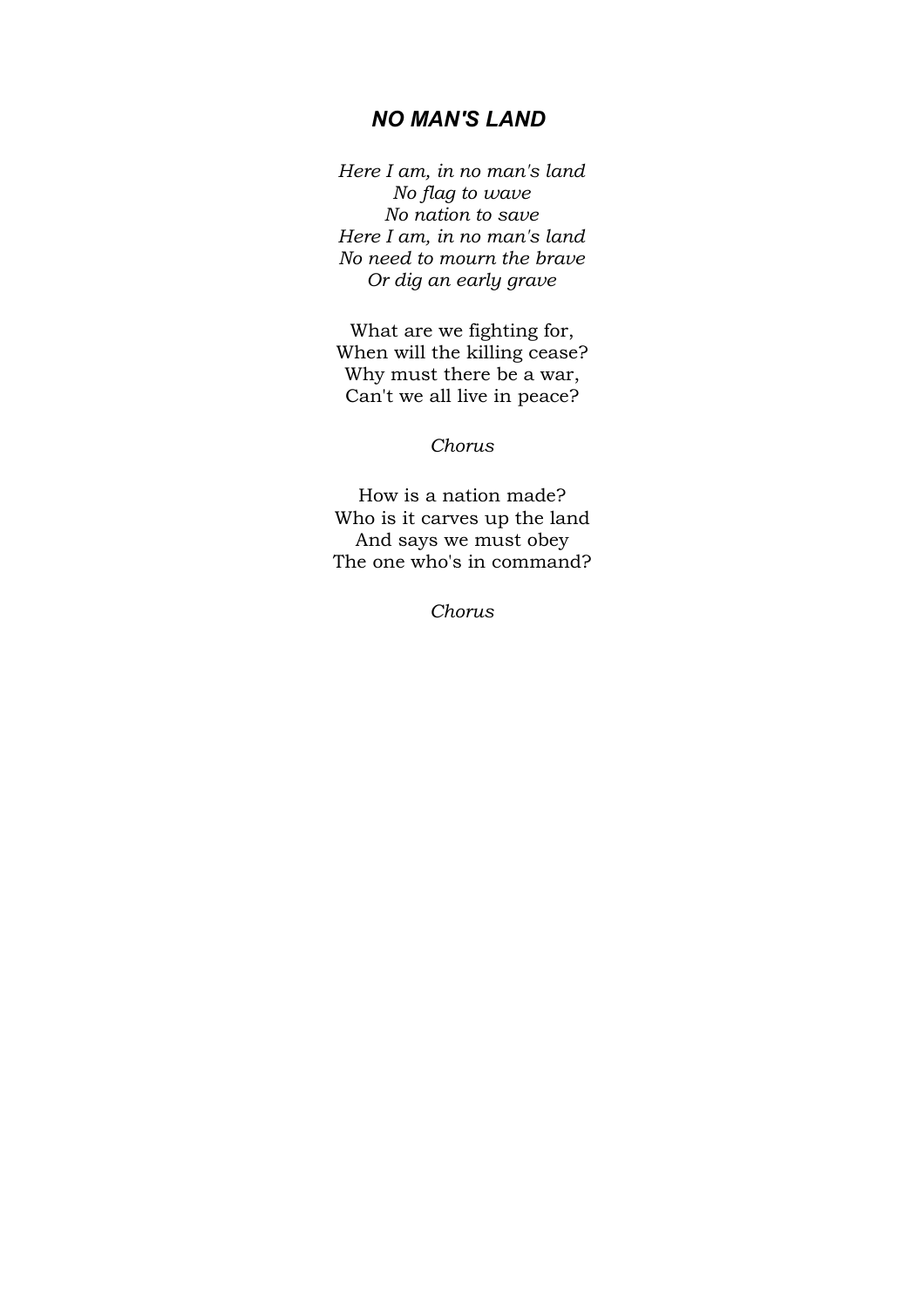## ***NO MAN'S LAND***

*Here I am, in no man's land*
*No flag to wave*
*No nation to save*
*Here I am, in no man's land*
*No need to mourn the brave*
*Or dig an early grave*

What are we fighting for,
When will the killing cease?
Why must there be a war,
Can't we all live in peace?

*Chorus*

How is a nation made?
Who is it carves up the land
And says we must obey
The one who's in command?

*Chorus*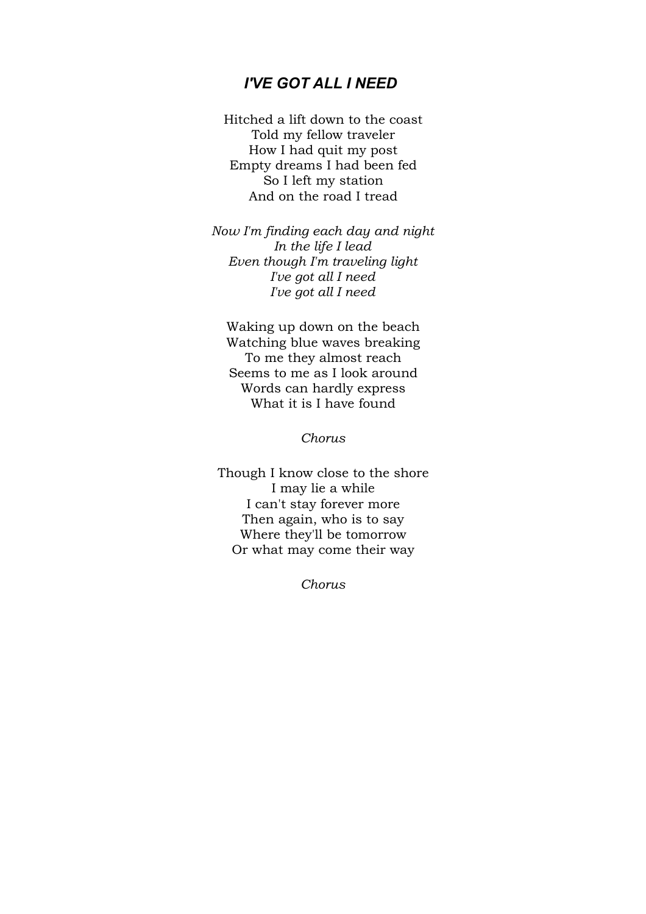## *I'VE GOT ALL I NEED*

Hitched a lift down to the coast  
Told my fellow traveler  
How I had quit my post  
Empty dreams I had been fed  
So I left my station  
And on the road I tread

*Now I'm finding each day and night*  
*In the life I lead*  
*Even though I'm traveling light*  
*I've got all I need*  
*I've got all I need*

Waking up down on the beach  
Watching blue waves breaking  
To me they almost reach  
Seems to me as I look around  
Words can hardly express  
What it is I have found

*Chorus*

Though I know close to the shore  
I may lie a while  
I can't stay forever more  
Then again, who is to say  
Where they'll be tomorrow  
Or what may come their way

*Chorus*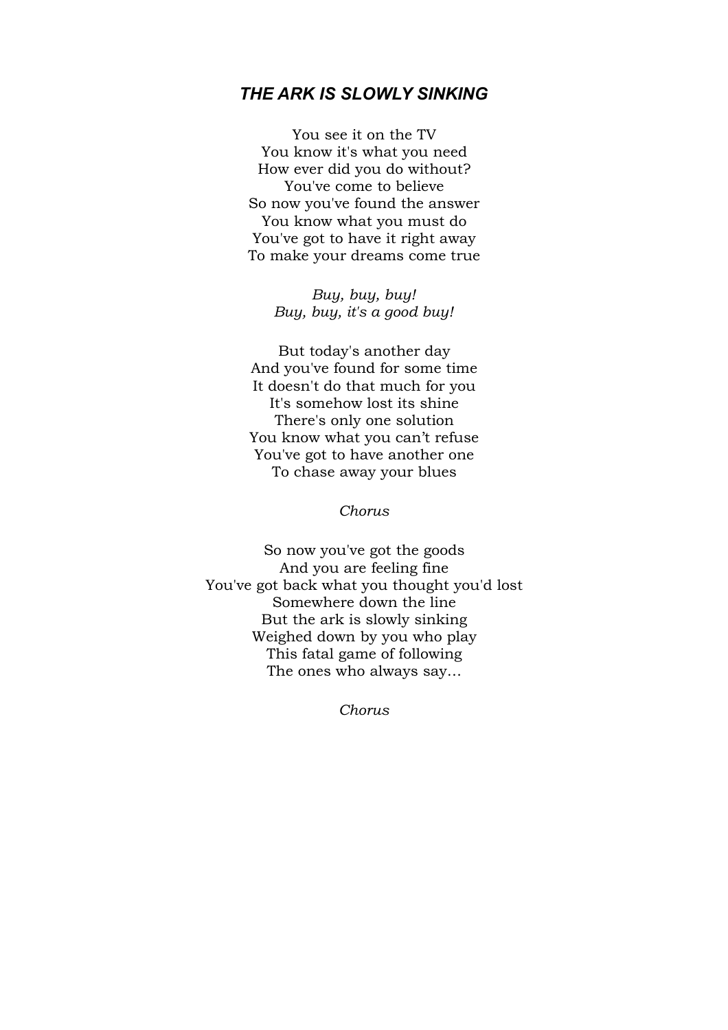## *THE ARK IS SLOWLY SINKING*

You see it on the TV
You know it's what you need
How ever did you do without?
You've come to believe
So now you've found the answer
You know what you must do
You've got to have it right away
To make your dreams come true

*Buy, buy, buy!*
*Buy, buy, it's a good buy!*

But today's another day
And you've found for some time
It doesn't do that much for you
It's somehow lost its shine
There's only one solution
You know what you can't refuse
You've got to have another one
To chase away your blues

*Chorus*

So now you've got the goods
And you are feeling fine
You've got back what you thought you'd lost
Somewhere down the line
But the ark is slowly sinking
Weighed down by you who play
This fatal game of following
The ones who always say…

*Chorus*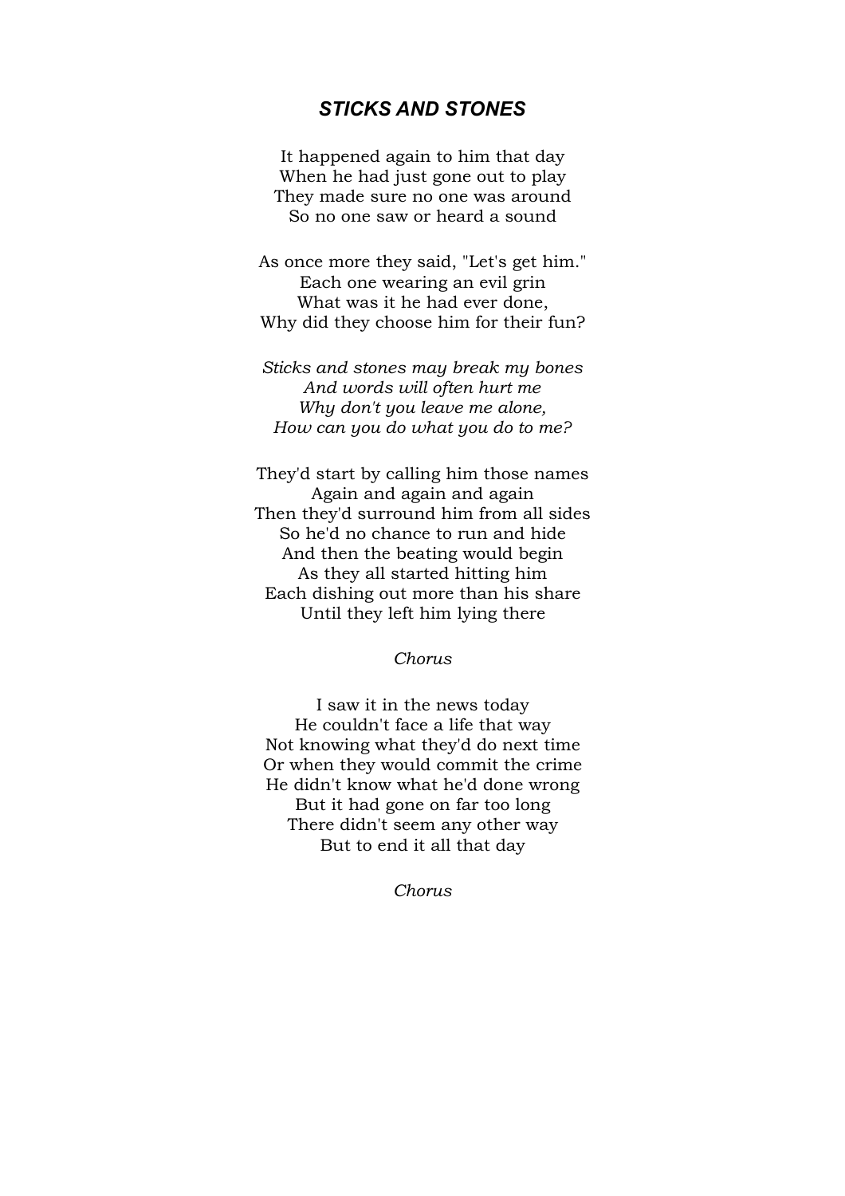### *STICKS AND STONES*

It happened again to him that day
When he had just gone out to play
They made sure no one was around
So no one saw or heard a sound

As once more they said, "Let's get him."
Each one wearing an evil grin
What was it he had ever done,
Why did they choose him for their fun?

*Sticks and stones may break my bones*
*And words will often hurt me*
*Why don't you leave me alone,*
*How can you do what you do to me?*

They'd start by calling him those names
Again and again and again
Then they'd surround him from all sides
So he'd no chance to run and hide
And then the beating would begin
As they all started hitting him
Each dishing out more than his share
Until they left him lying there

*Chorus*

I saw it in the news today
He couldn't face a life that way
Not knowing what they'd do next time
Or when they would commit the crime
He didn't know what he'd done wrong
But it had gone on far too long
There didn't seem any other way
But to end it all that day

*Chorus*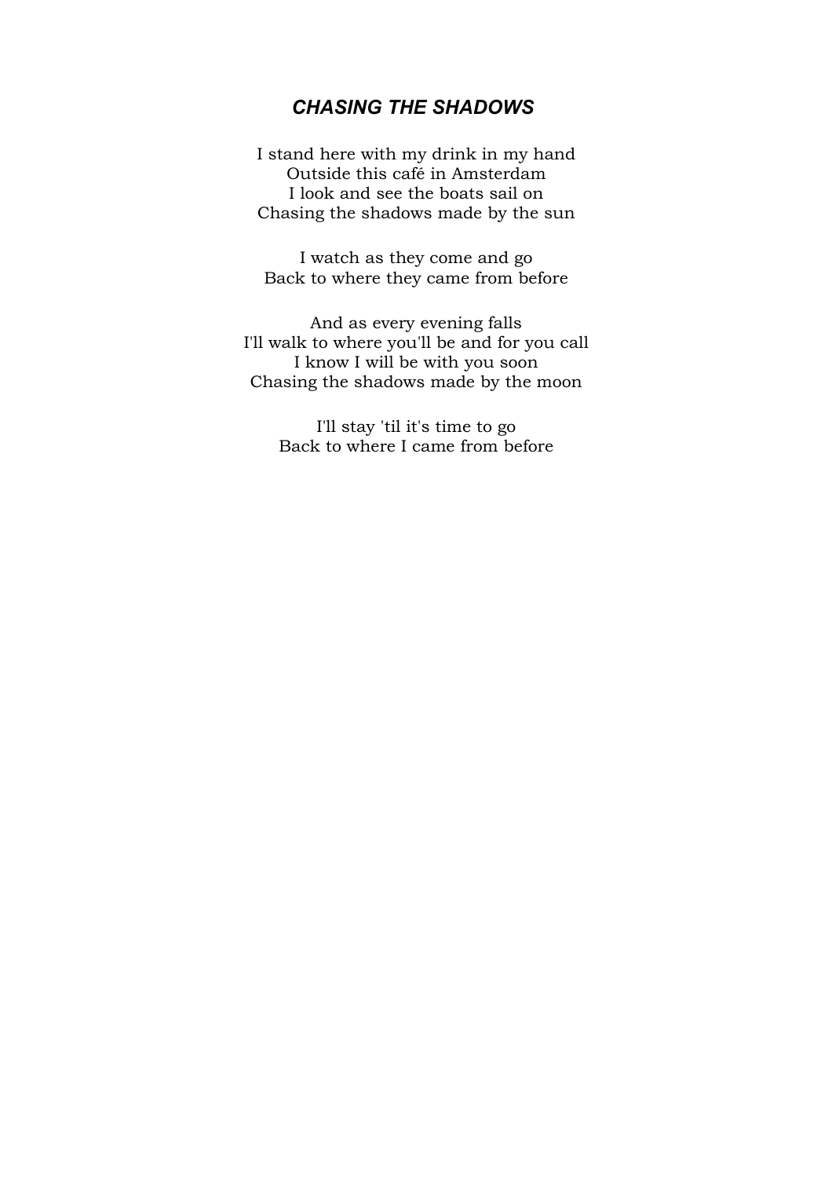## *CHASING THE SHADOWS*

I stand here with my drink in my hand  
Outside this café in Amsterdam  
I look and see the boats sail on  
Chasing the shadows made by the sun

I watch as they come and go  
Back to where they came from before

And as every evening falls  
I'll walk to where you'll be and for you call  
I know I will be with you soon  
Chasing the shadows made by the moon

I'll stay 'til it's time to go  
Back to where I came from before